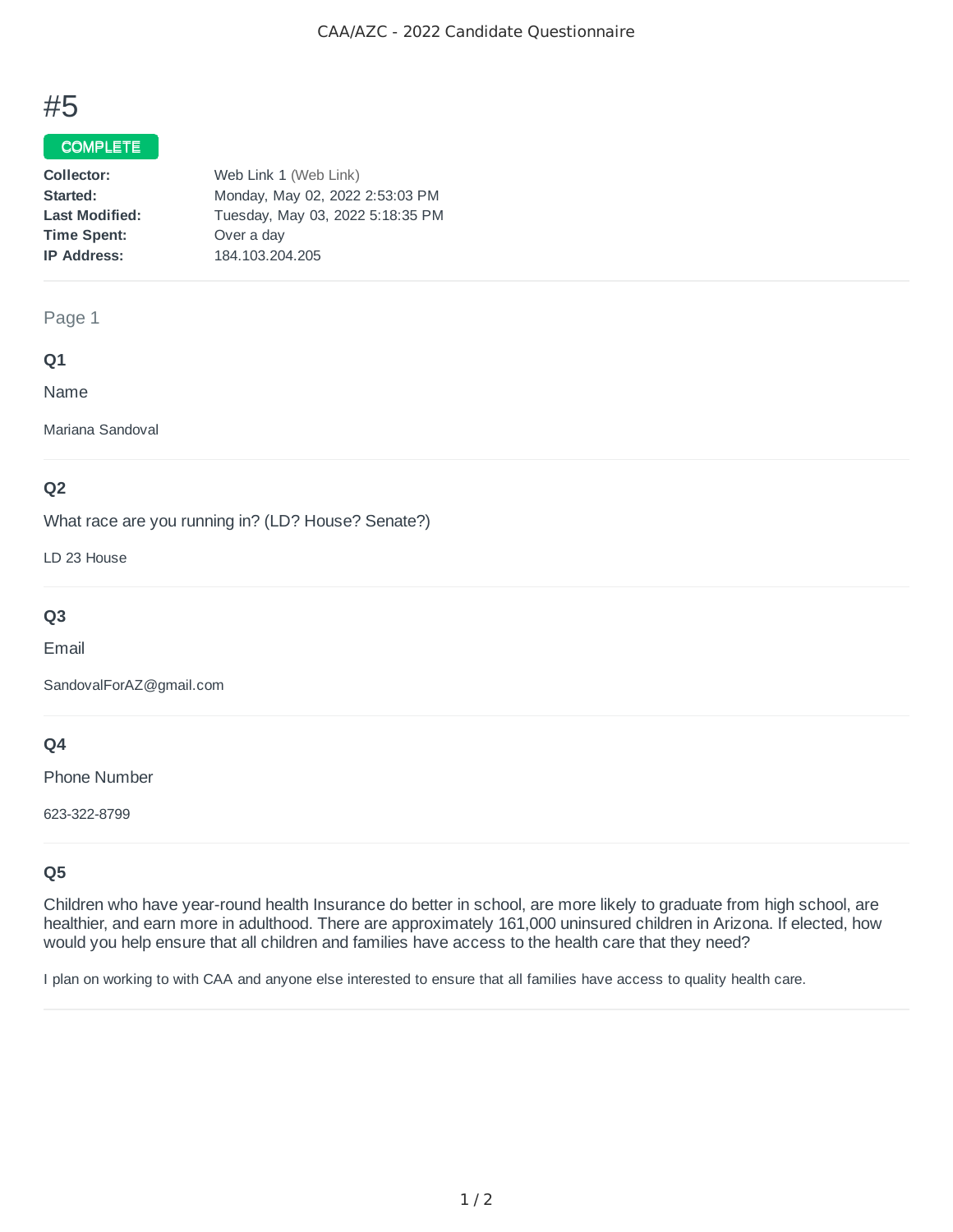# #5

**COMPLETE**

| | |
|---|---|
| **Collector:** | Web Link 1 (Web Link) |
| **Started:** | Monday, May 02, 2022 2:53:03 PM |
| **Last Modified:** | Tuesday, May 03, 2022 5:18:35 PM |
| **Time Spent:** | Over a day |
| **IP Address:** | 184.103.204.205 |

Page 1

### Q1

Name

Mariana Sandoval

### Q2

What race are you running in? (LD? House? Senate?)

LD 23 House

### Q3

Email

SandovalForAZ@gmail.com

### Q4

Phone Number

623-322-8799

### Q5

Children who have year-round health Insurance do better in school, are more likely to graduate from high school, are healthier, and earn more in adulthood. There are approximately 161,000 uninsured children in Arizona. If elected, how would you help ensure that all children and families have access to the health care that they need?

I plan on working to with CAA and anyone else interested to ensure that all families have access to quality health care.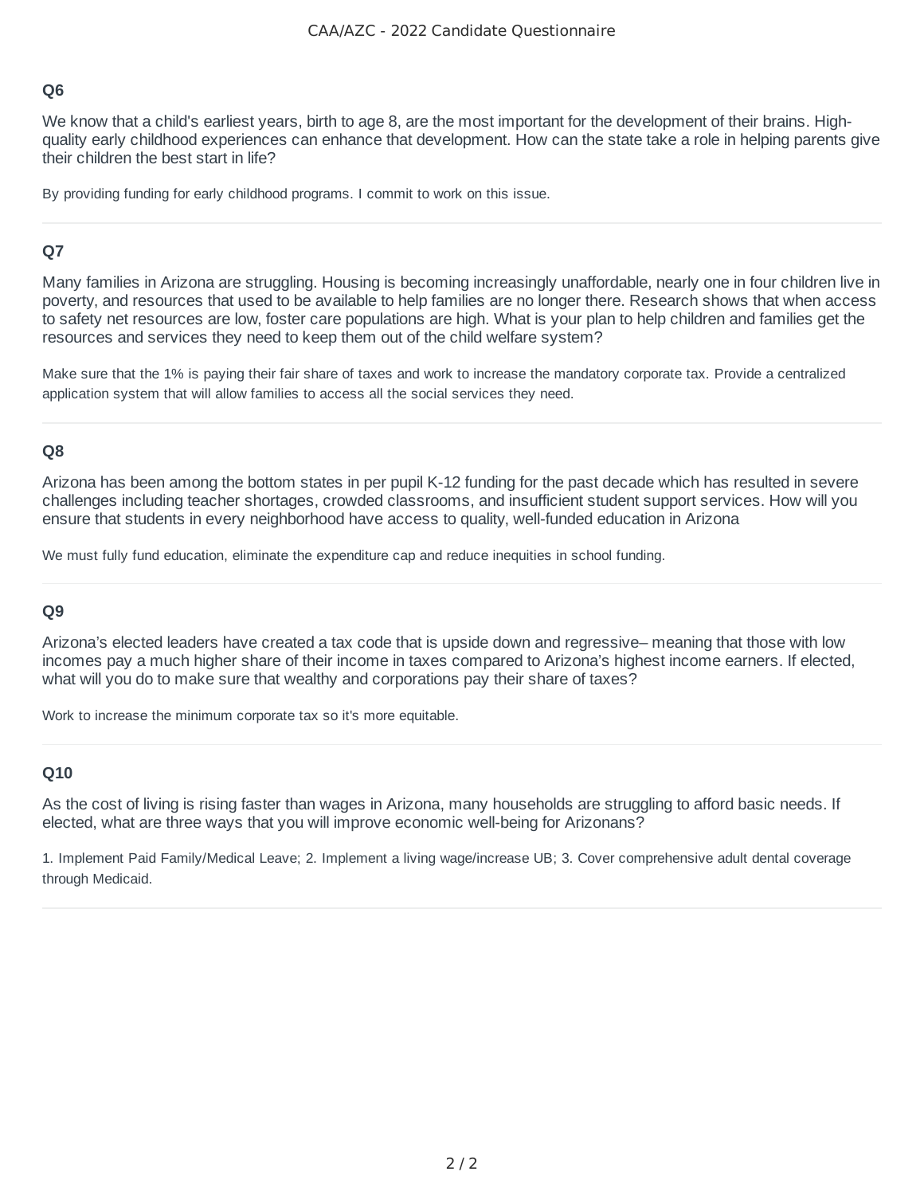### Q6

We know that a child's earliest years, birth to age 8, are the most important for the development of their brains. High-quality early childhood experiences can enhance that development. How can the state take a role in helping parents give their children the best start in life?

By providing funding for early childhood programs. I commit to work on this issue.

---

### Q7

Many families in Arizona are struggling. Housing is becoming increasingly unaffordable, nearly one in four children live in poverty, and resources that used to be available to help families are no longer there. Research shows that when access to safety net resources are low, foster care populations are high. What is your plan to help children and families get the resources and services they need to keep them out of the child welfare system?

Make sure that the 1% is paying their fair share of taxes and work to increase the mandatory corporate tax. Provide a centralized application system that will allow families to access all the social services they need.

---

### Q8

Arizona has been among the bottom states in per pupil K-12 funding for the past decade which has resulted in severe challenges including teacher shortages, crowded classrooms, and insufficient student support services. How will you ensure that students in every neighborhood have access to quality, well-funded education in Arizona

We must fully fund education, eliminate the expenditure cap and reduce inequities in school funding.

---

### Q9

Arizona's elected leaders have created a tax code that is upside down and regressive– meaning that those with low incomes pay a much higher share of their income in taxes compared to Arizona's highest income earners. If elected, what will you do to make sure that wealthy and corporations pay their share of taxes?

Work to increase the minimum corporate tax so it's more equitable.

---

### Q10

As the cost of living is rising faster than wages in Arizona, many households are struggling to afford basic needs. If elected, what are three ways that you will improve economic well-being for Arizonans?

1. Implement Paid Family/Medical Leave; 2. Implement a living wage/increase UB; 3. Cover comprehensive adult dental coverage through Medicaid.